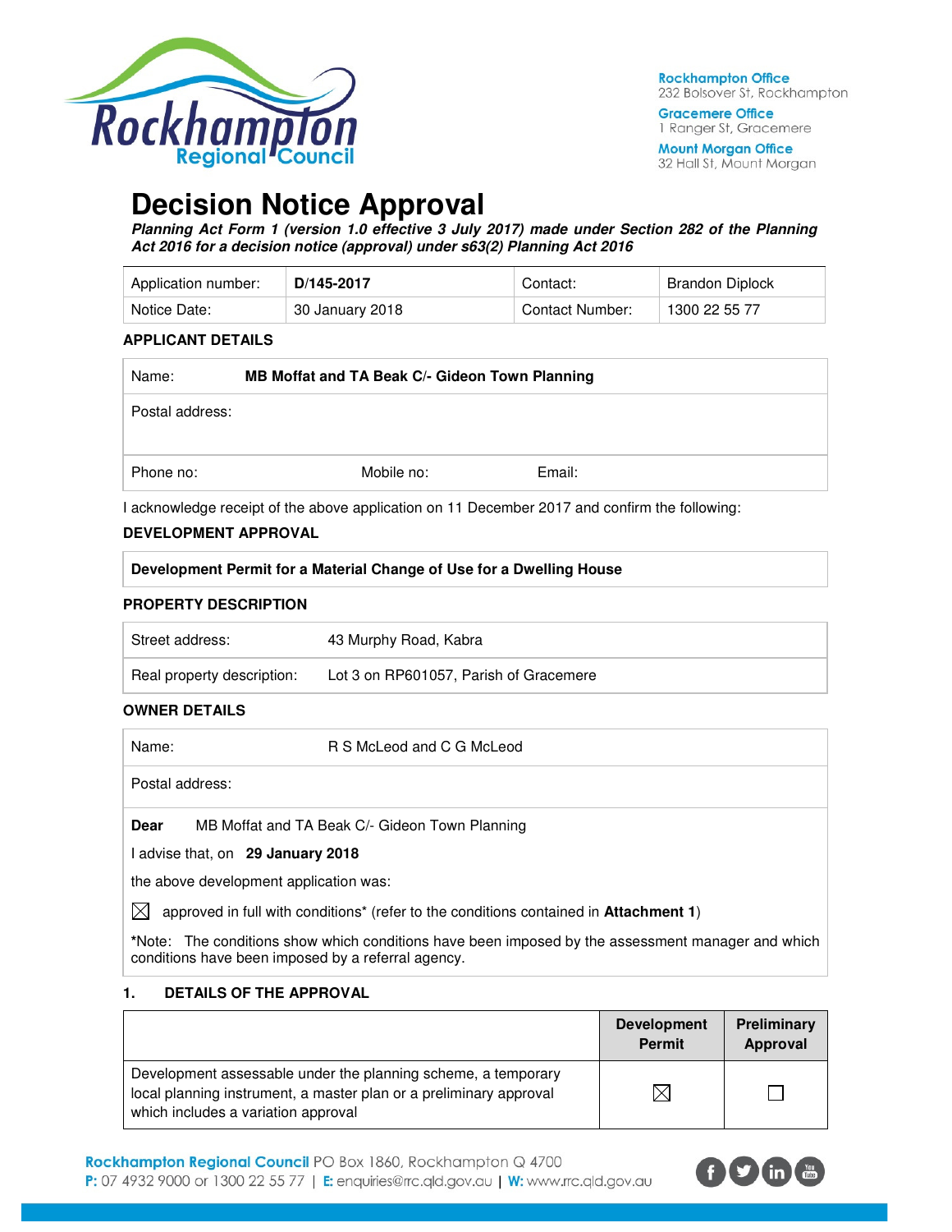Rockhampton Regional Council

**Rockhampton Office**
232 Bolsover St, Rockhampton

**Gracemere Office**
1 Ranger St, Gracemere

**Mount Morgan Office**
32 Hall St, Mount Morgan

# Decision Notice Approval

***Planning Act Form 1 (version 1.0 effective 3 July 2017) made under Section 282 of the Planning Act 2016 for a decision notice (approval) under s63(2) Planning Act 2016***

| Application number: | **D/145-2017** | Contact: | Brandon Diplock |
|---|---|---|---|
| Notice Date: | 30 January 2018 | Contact Number: | 1300 22 55 77 |

### APPLICANT DETAILS

| Name: | **MB Moffat and TA Beak C/- Gideon Town Planning** | |
|---|---|---|
| Postal address: | | |
| Phone no: | Mobile no: | Email: |

I acknowledge receipt of the above application on 11 December 2017 and confirm the following:

### DEVELOPMENT APPROVAL

**Development Permit for a Material Change of Use for a Dwelling House**

### PROPERTY DESCRIPTION

| Street address: | 43 Murphy Road, Kabra |
|---|---|
| Real property description: | Lot 3 on RP601057, Parish of Gracemere |

### OWNER DETAILS

| Name: | R S McLeod and C G McLeod |
|---|---|
| Postal address: | |

**Dear** MB Moffat and TA Beak C/- Gideon Town Planning

I advise that, on **29 January 2018**

the above development application was:

☒ approved in full with conditions* (refer to the conditions contained in **Attachment 1**)

***Note:** The conditions show which conditions have been imposed by the assessment manager and which conditions have been imposed by a referral agency.

### 1. DETAILS OF THE APPROVAL

| | **Development Permit** | **Preliminary Approval** |
|---|---|---|
| Development assessable under the planning scheme, a temporary local planning instrument, a master plan or a preliminary approval which includes a variation approval | ☒ | ☐ |

**Rockhampton Regional Council** PO Box 1860, Rockhampton Q 4700
**P:** 07 4932 9000 or 1300 22 55 77 | **E:** enquiries@rrc.qld.gov.au | **W:** www.rrc.qld.gov.au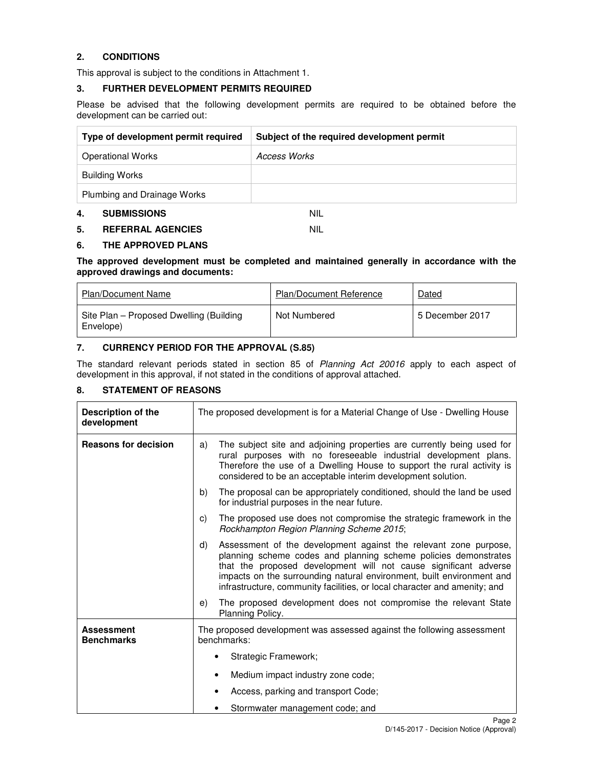## 2. CONDITIONS

This approval is subject to the conditions in Attachment 1.

## 3. FURTHER DEVELOPMENT PERMITS REQUIRED

Please be advised that the following development permits are required to be obtained before the development can be carried out:

| Type of development permit required | Subject of the required development permit |
|---|---|
| Operational Works | *Access Works* |
| Building Works | |
| Plumbing and Drainage Works | |

## 4. SUBMISSIONS NIL

## 5. REFERRAL AGENCIES NIL

## 6. THE APPROVED PLANS

**The approved development must be completed and maintained generally in accordance with the approved drawings and documents:**

| Plan/Document Name | Plan/Document Reference | Dated |
|---|---|---|
| Site Plan – Proposed Dwelling (Building Envelope) | Not Numbered | 5 December 2017 |

## 7. CURRENCY PERIOD FOR THE APPROVAL (S.85)

The standard relevant periods stated in section 85 of *Planning Act 20016* apply to each aspect of development in this approval, if not stated in the conditions of approval attached.

## 8. STATEMENT OF REASONS

| **Description of the development** | The proposed development is for a Material Change of Use - Dwelling House |
|---|---|
| **Reasons for decision** | a) The subject site and adjoining properties are currently being used for rural purposes with no foreseeable industrial development plans. Therefore the use of a Dwelling House to support the rural activity is considered to be an acceptable interim development solution. |
| | b) The proposal can be appropriately conditioned, should the land be used for industrial purposes in the near future. |
| | c) The proposed use does not compromise the strategic framework in the *Rockhampton Region Planning Scheme 2015*; |
| | d) Assessment of the development against the relevant zone purpose, planning scheme codes and planning scheme policies demonstrates that the proposed development will not cause significant adverse impacts on the surrounding natural environment, built environment and infrastructure, community facilities, or local character and amenity; and |
| | e) The proposed development does not compromise the relevant State Planning Policy. |
| **Assessment Benchmarks** | The proposed development was assessed against the following assessment benchmarks:<br>• Strategic Framework;<br>• Medium impact industry zone code;<br>• Access, parking and transport Code;<br>• Stormwater management code; and |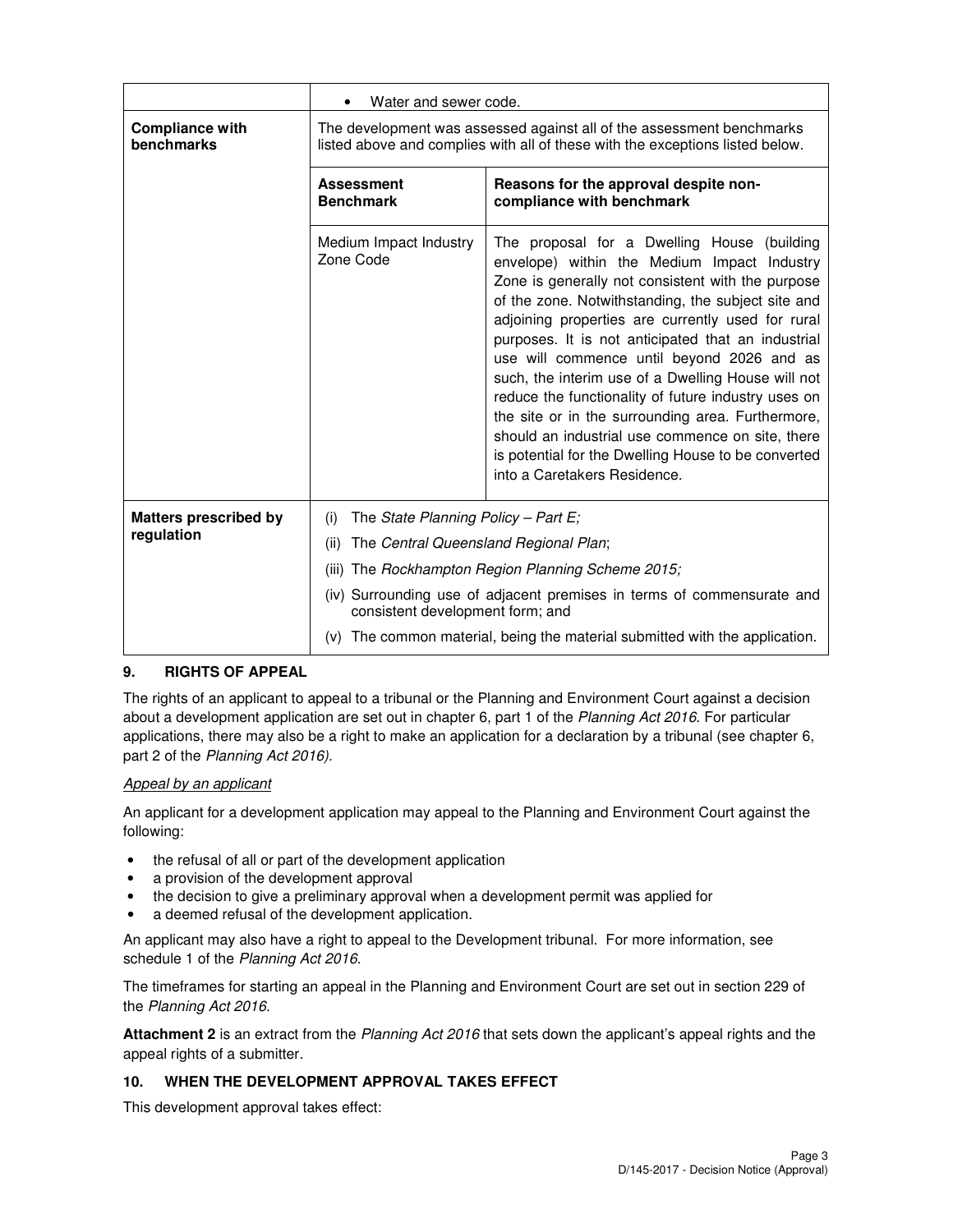| | |
|---|---|
| | • Water and sewer code. |
| **Compliance with benchmarks** | The development was assessed against all of the assessment benchmarks listed above and complies with all of these with the exceptions listed below.<br><br>**Assessment Benchmark:** Medium Impact Industry Zone Code<br><br>**Reasons for the approval despite non-compliance with benchmark:** The proposal for a Dwelling House (building envelope) within the Medium Impact Industry Zone is generally not consistent with the purpose of the zone. Notwithstanding, the subject site and adjoining properties are currently used for rural purposes. It is not anticipated that an industrial use will commence until beyond 2026 and as such, the interim use of a Dwelling House will not reduce the functionality of future industry uses on the site or in the surrounding area. Furthermore, should an industrial use commence on site, there is potential for the Dwelling House to be converted into a Caretakers Residence. |
| **Matters prescribed by regulation** | (i) The *State Planning Policy – Part E;*<br>(ii) The *Central Queensland Regional Plan*;<br>(iii) The *Rockhampton Region Planning Scheme 2015;*<br>(iv) Surrounding use of adjacent premises in terms of commensurate and consistent development form; and<br>(v) The common material, being the material submitted with the application. |

## 9. RIGHTS OF APPEAL

The rights of an applicant to appeal to a tribunal or the Planning and Environment Court against a decision about a development application are set out in chapter 6, part 1 of the *Planning Act 2016*. For particular applications, there may also be a right to make an application for a declaration by a tribunal (see chapter 6, part 2 of the *Planning Act 2016).*

*Appeal by an applicant*

An applicant for a development application may appeal to the Planning and Environment Court against the following:

- the refusal of all or part of the development application
- a provision of the development approval
- the decision to give a preliminary approval when a development permit was applied for
- a deemed refusal of the development application.

An applicant may also have a right to appeal to the Development tribunal. For more information, see schedule 1 of the *Planning Act 2016*.

The timeframes for starting an appeal in the Planning and Environment Court are set out in section 229 of the *Planning Act 2016*.

**Attachment 2** is an extract from the *Planning Act 2016* that sets down the applicant's appeal rights and the appeal rights of a submitter.

## 10. WHEN THE DEVELOPMENT APPROVAL TAKES EFFECT

This development approval takes effect: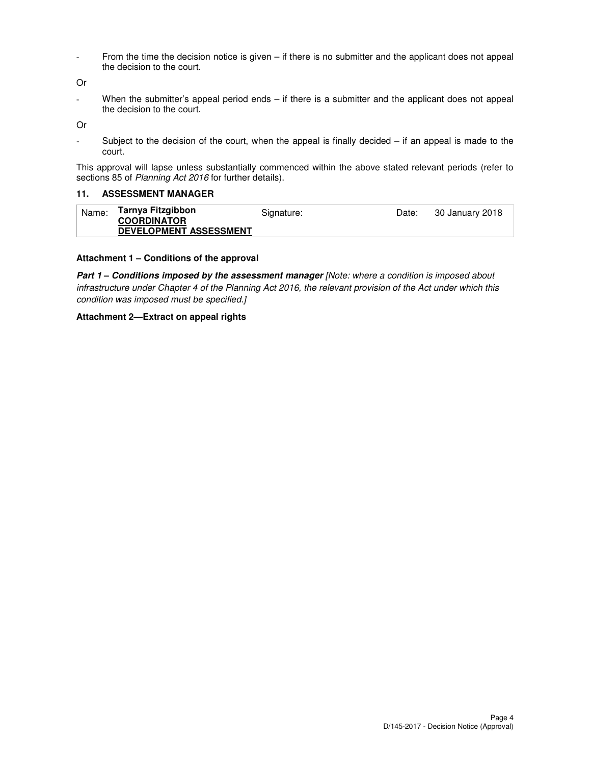- From the time the decision notice is given – if there is no submitter and the applicant does not appeal the decision to the court.

Or

- When the submitter's appeal period ends – if there is a submitter and the applicant does not appeal the decision to the court.

Or

- Subject to the decision of the court, when the appeal is finally decided – if an appeal is made to the court.

This approval will lapse unless substantially commenced within the above stated relevant periods (refer to sections 85 of *Planning Act 2016* for further details).

### 11. ASSESSMENT MANAGER

| Name: | **Tarnya Fitzgibbon**<br>**COORDINATOR**<br>**DEVELOPMENT ASSESSMENT** | Signature: | Date: | 30 January 2018 |
|---|---|---|---|---|

**Attachment 1 – Conditions of the approval**

***Part 1 – Conditions imposed by the assessment manager*** *[Note: where a condition is imposed about infrastructure under Chapter 4 of the Planning Act 2016, the relevant provision of the Act under which this condition was imposed must be specified.]*

**Attachment 2—Extract on appeal rights**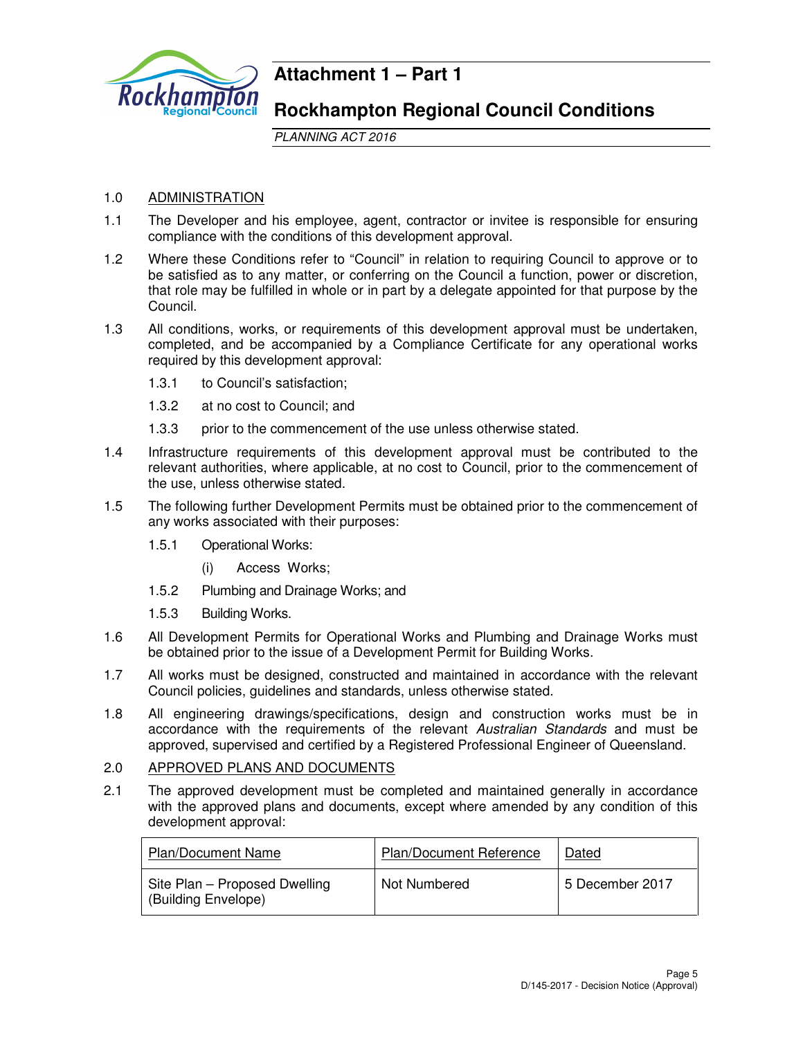# Attachment 1 – Part 1

## Rockhampton Regional Council Conditions

*PLANNING ACT 2016*

1.0 ADMINISTRATION

1.1 The Developer and his employee, agent, contractor or invitee is responsible for ensuring compliance with the conditions of this development approval.

1.2 Where these Conditions refer to "Council" in relation to requiring Council to approve or to be satisfied as to any matter, or conferring on the Council a function, power or discretion, that role may be fulfilled in whole or in part by a delegate appointed for that purpose by the Council.

1.3 All conditions, works, or requirements of this development approval must be undertaken, completed, and be accompanied by a Compliance Certificate for any operational works required by this development approval:

1.3.1 to Council's satisfaction;

1.3.2 at no cost to Council; and

1.3.3 prior to the commencement of the use unless otherwise stated.

1.4 Infrastructure requirements of this development approval must be contributed to the relevant authorities, where applicable, at no cost to Council, prior to the commencement of the use, unless otherwise stated.

1.5 The following further Development Permits must be obtained prior to the commencement of any works associated with their purposes:

1.5.1 Operational Works:

(i) Access Works;

1.5.2 Plumbing and Drainage Works; and

1.5.3 Building Works.

1.6 All Development Permits for Operational Works and Plumbing and Drainage Works must be obtained prior to the issue of a Development Permit for Building Works.

1.7 All works must be designed, constructed and maintained in accordance with the relevant Council policies, guidelines and standards, unless otherwise stated.

1.8 All engineering drawings/specifications, design and construction works must be in accordance with the requirements of the relevant *Australian Standards* and must be approved, supervised and certified by a Registered Professional Engineer of Queensland.

2.0 APPROVED PLANS AND DOCUMENTS

2.1 The approved development must be completed and maintained generally in accordance with the approved plans and documents, except where amended by any condition of this development approval:

| Plan/Document Name | Plan/Document Reference | Dated |
|---|---|---|
| Site Plan – Proposed Dwelling (Building Envelope) | Not Numbered | 5 December 2017 |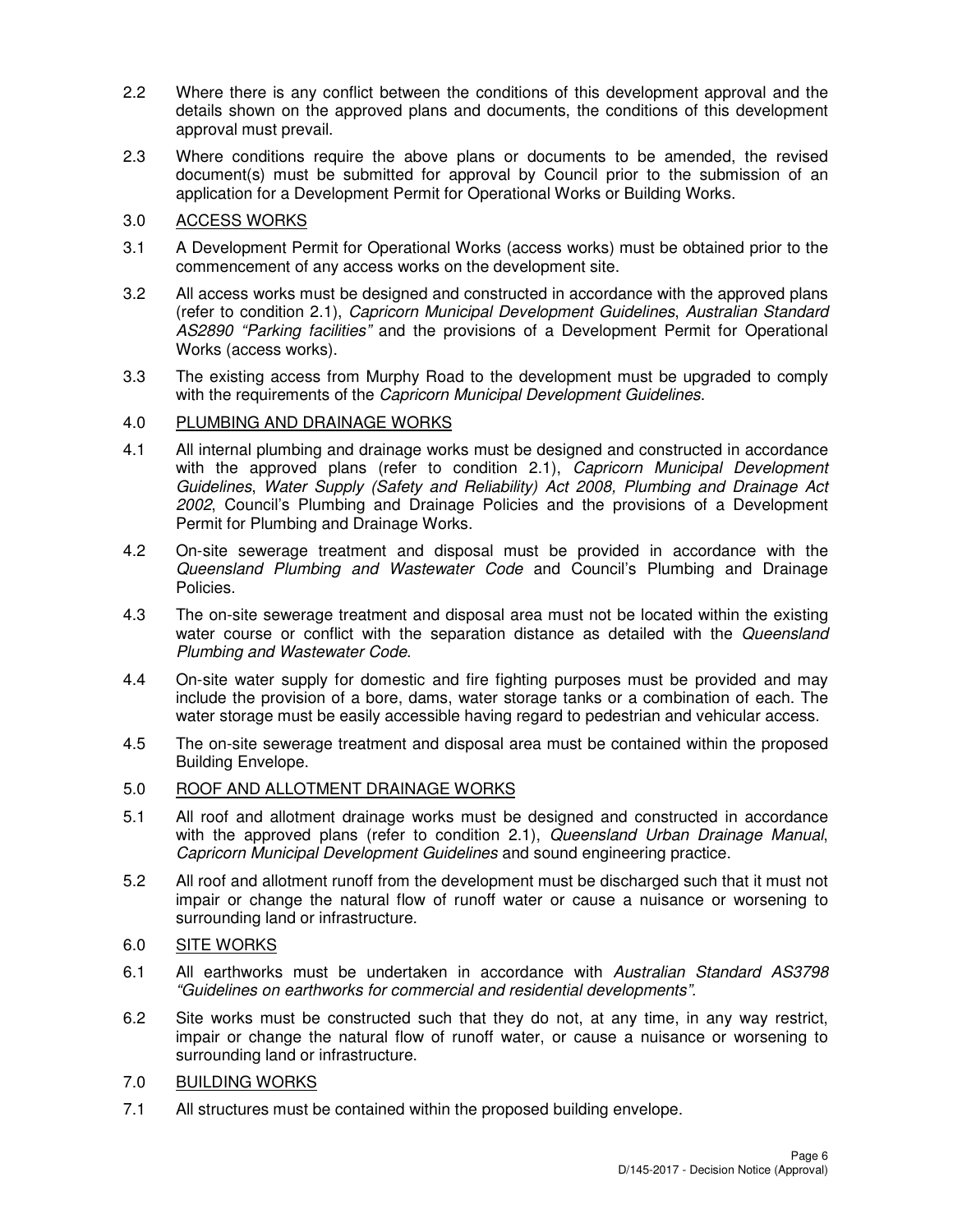2.2 Where there is any conflict between the conditions of this development approval and the details shown on the approved plans and documents, the conditions of this development approval must prevail.

2.3 Where conditions require the above plans or documents to be amended, the revised document(s) must be submitted for approval by Council prior to the submission of an application for a Development Permit for Operational Works or Building Works.

3.0 <u>ACCESS WORKS</u>

3.1 A Development Permit for Operational Works (access works) must be obtained prior to the commencement of any access works on the development site.

3.2 All access works must be designed and constructed in accordance with the approved plans (refer to condition 2.1), *Capricorn Municipal Development Guidelines*, *Australian Standard AS2890 "Parking facilities"* and the provisions of a Development Permit for Operational Works (access works).

3.3 The existing access from Murphy Road to the development must be upgraded to comply with the requirements of the *Capricorn Municipal Development Guidelines*.

4.0 <u>PLUMBING AND DRAINAGE WORKS</u>

4.1 All internal plumbing and drainage works must be designed and constructed in accordance with the approved plans (refer to condition 2.1), *Capricorn Municipal Development Guidelines*, *Water Supply (Safety and Reliability) Act 2008, Plumbing and Drainage Act 2002*, Council's Plumbing and Drainage Policies and the provisions of a Development Permit for Plumbing and Drainage Works.

4.2 On-site sewerage treatment and disposal must be provided in accordance with the *Queensland Plumbing and Wastewater Code* and Council's Plumbing and Drainage Policies.

4.3 The on-site sewerage treatment and disposal area must not be located within the existing water course or conflict with the separation distance as detailed with the *Queensland Plumbing and Wastewater Code*.

4.4 On-site water supply for domestic and fire fighting purposes must be provided and may include the provision of a bore, dams, water storage tanks or a combination of each. The water storage must be easily accessible having regard to pedestrian and vehicular access.

4.5 The on-site sewerage treatment and disposal area must be contained within the proposed Building Envelope.

5.0 <u>ROOF AND ALLOTMENT DRAINAGE WORKS</u>

5.1 All roof and allotment drainage works must be designed and constructed in accordance with the approved plans (refer to condition 2.1), *Queensland Urban Drainage Manual*, *Capricorn Municipal Development Guidelines* and sound engineering practice.

5.2 All roof and allotment runoff from the development must be discharged such that it must not impair or change the natural flow of runoff water or cause a nuisance or worsening to surrounding land or infrastructure.

6.0 <u>SITE WORKS</u>

6.1 All earthworks must be undertaken in accordance with *Australian Standard AS3798 "Guidelines on earthworks for commercial and residential developments"*.

6.2 Site works must be constructed such that they do not, at any time, in any way restrict, impair or change the natural flow of runoff water, or cause a nuisance or worsening to surrounding land or infrastructure.

7.0 <u>BUILDING WORKS</u>

7.1 All structures must be contained within the proposed building envelope.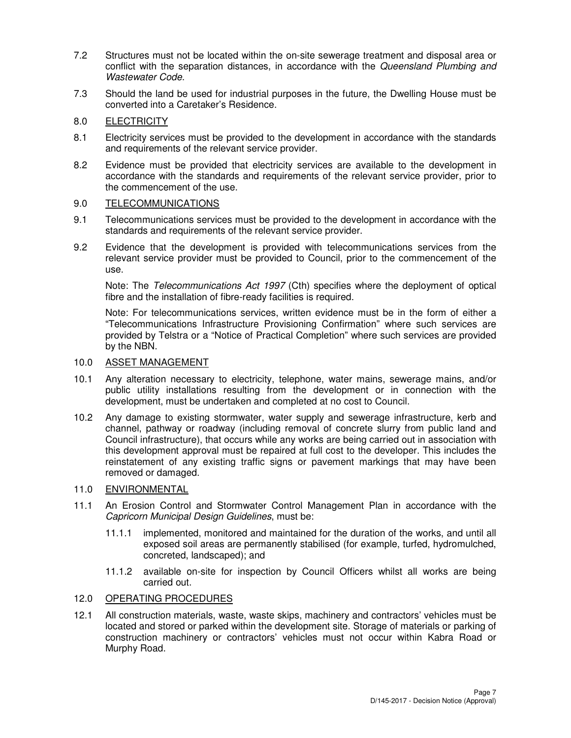7.2 Structures must not be located within the on-site sewerage treatment and disposal area or conflict with the separation distances, in accordance with the *Queensland Plumbing and Wastewater Code*.

7.3 Should the land be used for industrial purposes in the future, the Dwelling House must be converted into a Caretaker's Residence.

8.0 <u>ELECTRICITY</u>

8.1 Electricity services must be provided to the development in accordance with the standards and requirements of the relevant service provider.

8.2 Evidence must be provided that electricity services are available to the development in accordance with the standards and requirements of the relevant service provider, prior to the commencement of the use.

9.0 <u>TELECOMMUNICATIONS</u>

9.1 Telecommunications services must be provided to the development in accordance with the standards and requirements of the relevant service provider.

9.2 Evidence that the development is provided with telecommunications services from the relevant service provider must be provided to Council, prior to the commencement of the use.

Note: The *Telecommunications Act 1997* (Cth) specifies where the deployment of optical fibre and the installation of fibre-ready facilities is required.

Note: For telecommunications services, written evidence must be in the form of either a "Telecommunications Infrastructure Provisioning Confirmation" where such services are provided by Telstra or a "Notice of Practical Completion" where such services are provided by the NBN.

10.0 <u>ASSET MANAGEMENT</u>

10.1 Any alteration necessary to electricity, telephone, water mains, sewerage mains, and/or public utility installations resulting from the development or in connection with the development, must be undertaken and completed at no cost to Council.

10.2 Any damage to existing stormwater, water supply and sewerage infrastructure, kerb and channel, pathway or roadway (including removal of concrete slurry from public land and Council infrastructure), that occurs while any works are being carried out in association with this development approval must be repaired at full cost to the developer. This includes the reinstatement of any existing traffic signs or pavement markings that may have been removed or damaged.

11.0 <u>ENVIRONMENTAL</u>

11.1 An Erosion Control and Stormwater Control Management Plan in accordance with the *Capricorn Municipal Design Guidelines*, must be:

11.1.1 implemented, monitored and maintained for the duration of the works, and until all exposed soil areas are permanently stabilised (for example, turfed, hydromulched, concreted, landscaped); and

11.1.2 available on-site for inspection by Council Officers whilst all works are being carried out.

12.0 <u>OPERATING PROCEDURES</u>

12.1 All construction materials, waste, waste skips, machinery and contractors' vehicles must be located and stored or parked within the development site. Storage of materials or parking of construction machinery or contractors' vehicles must not occur within Kabra Road or Murphy Road.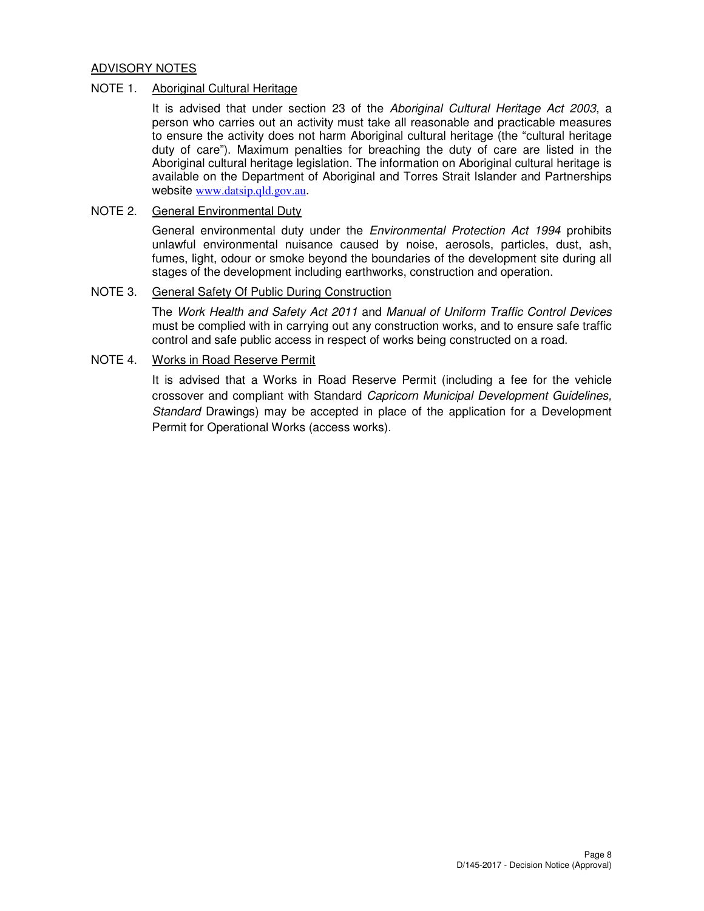## ADVISORY NOTES

### NOTE 1. Aboriginal Cultural Heritage

It is advised that under section 23 of the *Aboriginal Cultural Heritage Act 2003*, a person who carries out an activity must take all reasonable and practicable measures to ensure the activity does not harm Aboriginal cultural heritage (the "cultural heritage duty of care"). Maximum penalties for breaching the duty of care are listed in the Aboriginal cultural heritage legislation. The information on Aboriginal cultural heritage is available on the Department of Aboriginal and Torres Strait Islander and Partnerships website www.datsip.qld.gov.au.

### NOTE 2. General Environmental Duty

General environmental duty under the *Environmental Protection Act 1994* prohibits unlawful environmental nuisance caused by noise, aerosols, particles, dust, ash, fumes, light, odour or smoke beyond the boundaries of the development site during all stages of the development including earthworks, construction and operation.

### NOTE 3. General Safety Of Public During Construction

The *Work Health and Safety Act 2011* and *Manual of Uniform Traffic Control Devices* must be complied with in carrying out any construction works, and to ensure safe traffic control and safe public access in respect of works being constructed on a road.

### NOTE 4. Works in Road Reserve Permit

It is advised that a Works in Road Reserve Permit (including a fee for the vehicle crossover and compliant with Standard *Capricorn Municipal Development Guidelines, Standard* Drawings) may be accepted in place of the application for a Development Permit for Operational Works (access works).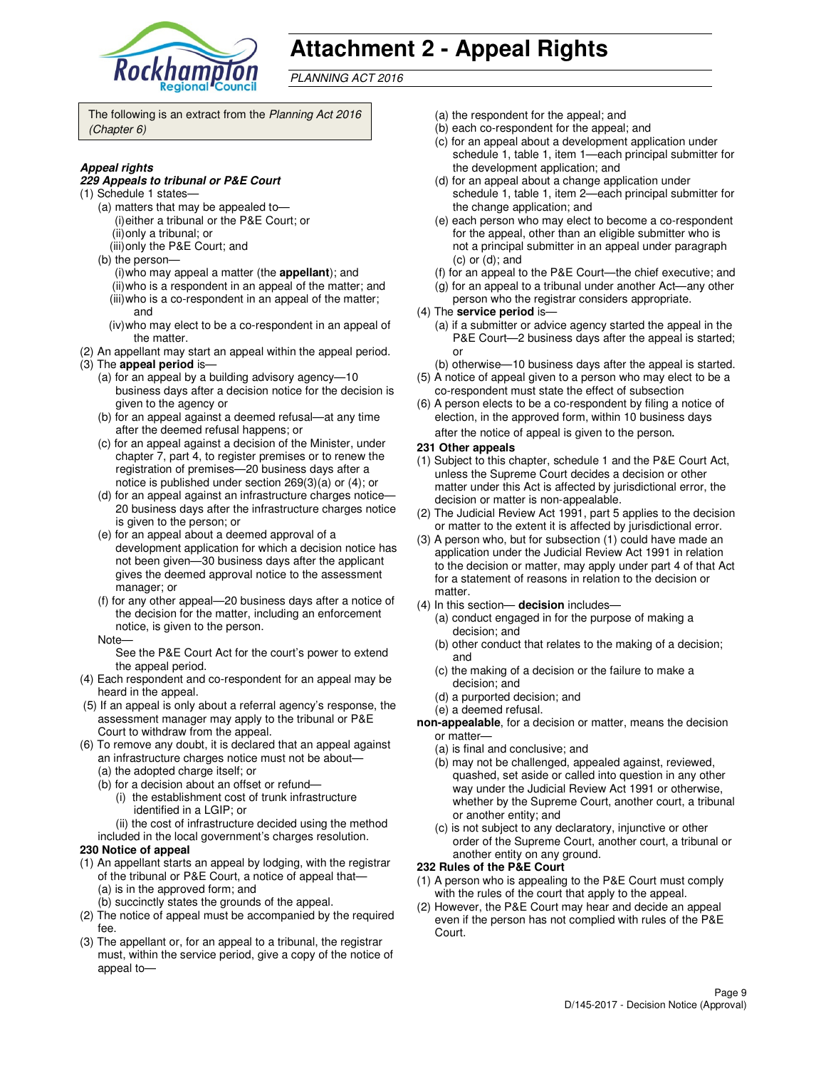# Attachment 2 - Appeal Rights

*PLANNING ACT 2016*

The following is an extract from the *Planning Act 2016 (Chapter 6)*

***Appeal rights***

***229 Appeals to tribunal or P&E Court***

(1) Schedule 1 states—
- (a) matters that may be appealed to—
  - (i) either a tribunal or the P&E Court; or
  - (ii) only a tribunal; or
  - (iii) only the P&E Court; and
- (b) the person—
  - (i) who may appeal a matter (the **appellant**); and
  - (ii) who is a respondent in an appeal of the matter; and
  - (iii) who is a co-respondent in an appeal of the matter; and
  - (iv) who may elect to be a co-respondent in an appeal of the matter.

(2) An appellant may start an appeal within the appeal period.

(3) The **appeal period** is—
- (a) for an appeal by a building advisory agency—10 business days after a decision notice for the decision is given to the agency or
- (b) for an appeal against a deemed refusal—at any time after the deemed refusal happens; or
- (c) for an appeal against a decision of the Minister, under chapter 7, part 4, to register premises or to renew the registration of premises—20 business days after a notice is published under section 269(3)(a) or (4); or
- (d) for an appeal against an infrastructure charges notice—20 business days after the infrastructure charges notice is given to the person; or
- (e) for an appeal about a deemed approval of a development application for which a decision notice has not been given—30 business days after the applicant gives the deemed approval notice to the assessment manager; or
- (f) for any other appeal—20 business days after a notice of the decision for the matter, including an enforcement notice, is given to the person.

Note—

See the P&E Court Act for the court's power to extend the appeal period.

(4) Each respondent and co-respondent for an appeal may be heard in the appeal.

(5) If an appeal is only about a referral agency's response, the assessment manager may apply to the tribunal or P&E Court to withdraw from the appeal.

(6) To remove any doubt, it is declared that an appeal against an infrastructure charges notice must not be about—
- (a) the adopted charge itself; or
- (b) for a decision about an offset or refund—
  - (i) the establishment cost of trunk infrastructure identified in a LGIP; or
  - (ii) the cost of infrastructure decided using the method

included in the local government's charges resolution.

**230 Notice of appeal**

(1) An appellant starts an appeal by lodging, with the registrar of the tribunal or P&E Court, a notice of appeal that—
- (a) is in the approved form; and
- (b) succinctly states the grounds of the appeal.

(2) The notice of appeal must be accompanied by the required fee.

(3) The appellant or, for an appeal to a tribunal, the registrar must, within the service period, give a copy of the notice of appeal to—
- (a) the respondent for the appeal; and
- (b) each co-respondent for the appeal; and
- (c) for an appeal about a development application under schedule 1, table 1, item 1—each principal submitter for the development application; and
- (d) for an appeal about a change application under schedule 1, table 1, item 2—each principal submitter for the change application; and
- (e) each person who may elect to become a co-respondent for the appeal, other than an eligible submitter who is not a principal submitter in an appeal under paragraph (c) or (d); and
- (f) for an appeal to the P&E Court—the chief executive; and
- (g) for an appeal to a tribunal under another Act—any other person who the registrar considers appropriate.

(4) The **service period** is—
- (a) if a submitter or advice agency started the appeal in the P&E Court—2 business days after the appeal is started; or
- (b) otherwise—10 business days after the appeal is started.

(5) A notice of appeal given to a person who may elect to be a co-respondent must state the effect of subsection

(6) A person elects to be a co-respondent by filing a notice of election, in the approved form, within 10 business days after the notice of appeal is given to the person.

**231 Other appeals**

(1) Subject to this chapter, schedule 1 and the P&E Court Act, unless the Supreme Court decides a decision or other matter under this Act is affected by jurisdictional error, the decision or matter is non-appealable.

(2) The Judicial Review Act 1991, part 5 applies to the decision or matter to the extent it is affected by jurisdictional error.

(3) A person who, but for subsection (1) could have made an application under the Judicial Review Act 1991 in relation to the decision or matter, may apply under part 4 of that Act for a statement of reasons in relation to the decision or matter.

(4) In this section— **decision** includes—
- (a) conduct engaged in for the purpose of making a decision; and
- (b) other conduct that relates to the making of a decision; and
- (c) the making of a decision or the failure to make a decision; and
- (d) a purported decision; and
- (e) a deemed refusal.

**non-appealable**, for a decision or matter, means the decision or matter—
- (a) is final and conclusive; and
- (b) may not be challenged, appealed against, reviewed, quashed, set aside or called into question in any other way under the Judicial Review Act 1991 or otherwise, whether by the Supreme Court, another court, a tribunal or another entity; and
- (c) is not subject to any declaratory, injunctive or other order of the Supreme Court, another court, a tribunal or another entity on any ground.

**232 Rules of the P&E Court**

(1) A person who is appealing to the P&E Court must comply with the rules of the court that apply to the appeal.

(2) However, the P&E Court may hear and decide an appeal even if the person has not complied with rules of the P&E Court.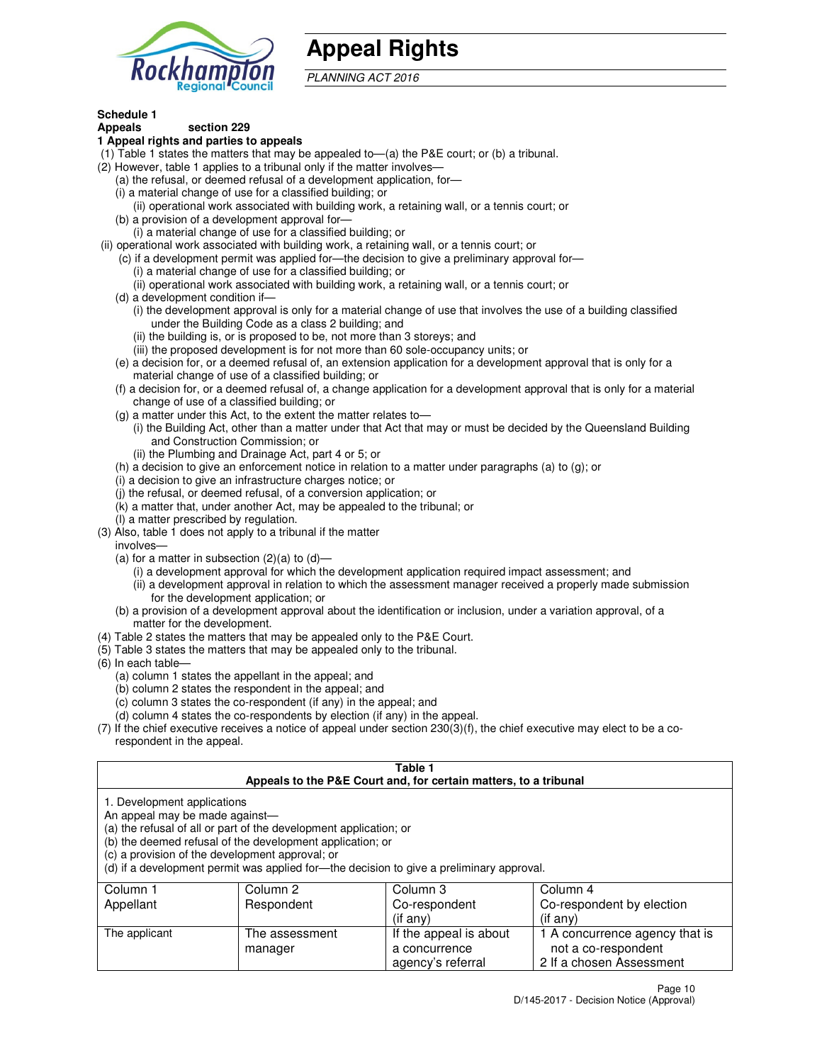# Appeal Rights

*PLANNING ACT 2016*

**Schedule 1**
**Appeals section 229**
**1 Appeal rights and parties to appeals**

(1) Table 1 states the matters that may be appealed to—(a) the P&E court; or (b) a tribunal.
(2) However, table 1 applies to a tribunal only if the matter involves—
   (a) the refusal, or deemed refusal of a development application, for—
   (i) a material change of use for a classified building; or
      (ii) operational work associated with building work, a retaining wall, or a tennis court; or
   (b) a provision of a development approval for—
      (i) a material change of use for a classified building; or
(ii) operational work associated with building work, a retaining wall, or a tennis court; or
   (c) if a development permit was applied for—the decision to give a preliminary approval for—
      (i) a material change of use for a classified building; or
      (ii) operational work associated with building work, a retaining wall, or a tennis court; or
   (d) a development condition if—
      (i) the development approval is only for a material change of use that involves the use of a building classified under the Building Code as a class 2 building; and
      (ii) the building is, or is proposed to be, not more than 3 storeys; and
      (iii) the proposed development is for not more than 60 sole-occupancy units; or
   (e) a decision for, or a deemed refusal of, an extension application for a development approval that is only for a material change of use of a classified building; or
   (f) a decision for, or a deemed refusal of, a change application for a development approval that is only for a material change of use of a classified building; or
   (g) a matter under this Act, to the extent the matter relates to—
      (i) the Building Act, other than a matter under that Act that may or must be decided by the Queensland Building and Construction Commission; or
      (ii) the Plumbing and Drainage Act, part 4 or 5; or
   (h) a decision to give an enforcement notice in relation to a matter under paragraphs (a) to (g); or
   (i) a decision to give an infrastructure charges notice; or
   (j) the refusal, or deemed refusal, of a conversion application; or
   (k) a matter that, under another Act, may be appealed to the tribunal; or
   (l) a matter prescribed by regulation.
(3) Also, table 1 does not apply to a tribunal if the matter involves—
   (a) for a matter in subsection (2)(a) to (d)—
      (i) a development approval for which the development application required impact assessment; and
      (ii) a development approval in relation to which the assessment manager received a properly made submission for the development application; or
   (b) a provision of a development approval about the identification or inclusion, under a variation approval, of a matter for the development.
(4) Table 2 states the matters that may be appealed only to the P&E Court.
(5) Table 3 states the matters that may be appealed only to the tribunal.
(6) In each table—
   (a) column 1 states the appellant in the appeal; and
   (b) column 2 states the respondent in the appeal; and
   (c) column 3 states the co-respondent (if any) in the appeal; and
   (d) column 4 states the co-respondents by election (if any) in the appeal.
(7) If the chief executive receives a notice of appeal under section 230(3)(f), the chief executive may elect to be a co-respondent in the appeal.

**Table 1**
**Appeals to the P&E Court and, for certain matters, to a tribunal**

1. Development applications
An appeal may be made against—
(a) the refusal of all or part of the development application; or
(b) the deemed refusal of the development application; or
(c) a provision of the development approval; or
(d) if a development permit was applied for—the decision to give a preliminary approval.

| Column 1<br>Appellant | Column 2<br>Respondent | Column 3<br>Co-respondent<br>(if any) | Column 4<br>Co-respondent by election<br>(if any) |
|---|---|---|---|
| The applicant | The assessment manager | If the appeal is about a concurrence agency's referral | 1 A concurrence agency that is not a co-respondent<br>2 If a chosen Assessment |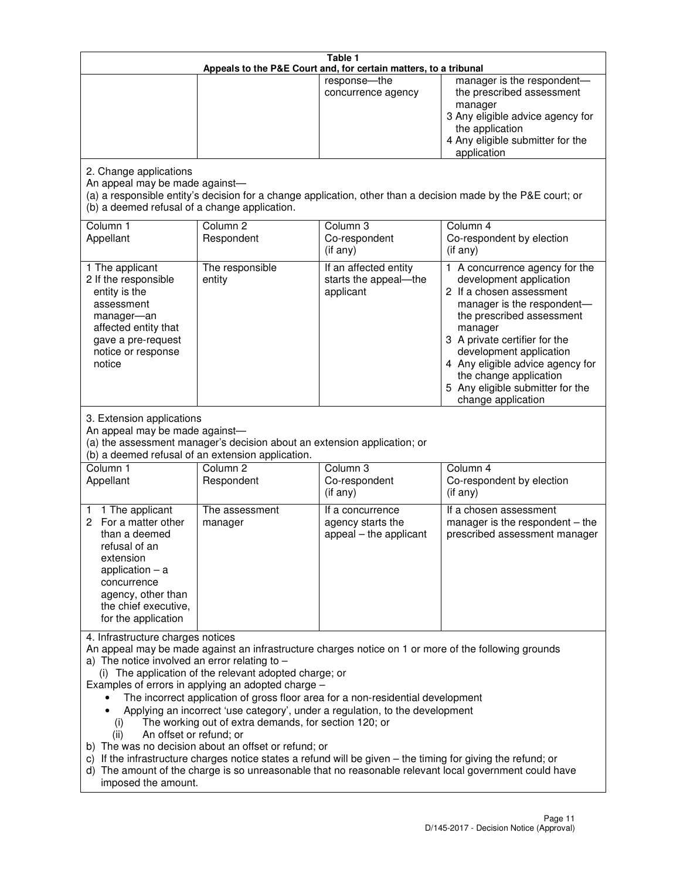**Table 1**
**Appeals to the P&E Court and, for certain matters, to a tribunal**

| | | | |
|---|---|---|---|
| | | response—the concurrence agency | manager is the respondent—the prescribed assessment manager<br>3 Any eligible advice agency for the application<br>4 Any eligible submitter for the application |

2. Change applications

An appeal may be made against—

(a) a responsible entity's decision for a change application, other than a decision made by the P&E court; or

(b) a deemed refusal of a change application.

| Column 1<br>Appellant | Column 2<br>Respondent | Column 3<br>Co-respondent<br>(if any) | Column 4<br>Co-respondent by election<br>(if any) |
|---|---|---|---|
| 1 The applicant<br>2 If the responsible entity is the assessment manager—an affected entity that gave a pre-request notice or response notice | The responsible entity | If an affected entity starts the appeal—the applicant | 1 A concurrence agency for the development application<br>2 If a chosen assessment manager is the respondent—the prescribed assessment manager<br>3 A private certifier for the development application<br>4 Any eligible advice agency for the change application<br>5 Any eligible submitter for the change application |

3. Extension applications

An appeal may be made against—

(a) the assessment manager's decision about an extension application; or

(b) a deemed refusal of an extension application.

| Column 1<br>Appellant | Column 2<br>Respondent | Column 3<br>Co-respondent<br>(if any) | Column 4<br>Co-respondent by election<br>(if any) |
|---|---|---|---|
| 1 1 The applicant<br>2 For a matter other than a deemed refusal of an extension application – a concurrence agency, other than the chief executive, for the application | The assessment manager | If a concurrence agency starts the appeal – the applicant | If a chosen assessment manager is the respondent – the prescribed assessment manager |

4. Infrastructure charges notices

An appeal may be made against an infrastructure charges notice on 1 or more of the following grounds

a) The notice involved an error relating to –

(i) The application of the relevant adopted charge; or

Examples of errors in applying an adopted charge –

- The incorrect application of gross floor area for a non-residential development
- Applying an incorrect 'use category', under a regulation, to the development

(i) The working out of extra demands, for section 120; or

(ii) An offset or refund; or

b) The was no decision about an offset or refund; or

c) If the infrastructure charges notice states a refund will be given – the timing for giving the refund; or

d) The amount of the charge is so unreasonable that no reasonable relevant local government could have imposed the amount.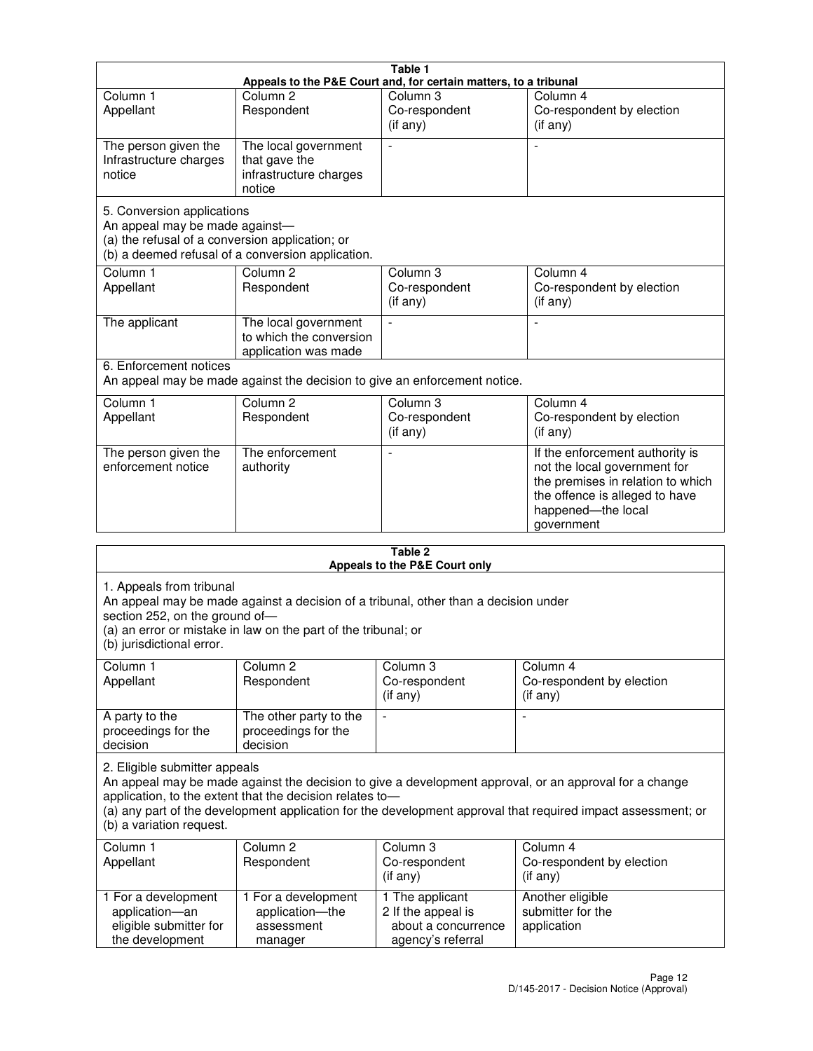**Table 1**
**Appeals to the P&E Court and, for certain matters, to a tribunal**

| Column 1 Appellant | Column 2 Respondent | Column 3 Co-respondent (if any) | Column 4 Co-respondent by election (if any) |
|---|---|---|---|
| The person given the Infrastructure charges notice | The local government that gave the infrastructure charges notice | - | - |

5. Conversion applications
An appeal may be made against—
(a) the refusal of a conversion application; or
(b) a deemed refusal of a conversion application.

| Column 1 Appellant | Column 2 Respondent | Column 3 Co-respondent (if any) | Column 4 Co-respondent by election (if any) |
|---|---|---|---|
| The applicant | The local government to which the conversion application was made | - | - |

6. Enforcement notices
An appeal may be made against the decision to give an enforcement notice.

| Column 1 Appellant | Column 2 Respondent | Column 3 Co-respondent (if any) | Column 4 Co-respondent by election (if any) |
|---|---|---|---|
| The person given the enforcement notice | The enforcement authority | - | If the enforcement authority is not the local government for the premises in relation to which the offence is alleged to have happened—the local government |

**Table 2**
**Appeals to the P&E Court only**

1. Appeals from tribunal
An appeal may be made against a decision of a tribunal, other than a decision under section 252, on the ground of—
(a) an error or mistake in law on the part of the tribunal; or
(b) jurisdictional error.

| Column 1 Appellant | Column 2 Respondent | Column 3 Co-respondent (if any) | Column 4 Co-respondent by election (if any) |
|---|---|---|---|
| A party to the proceedings for the decision | The other party to the proceedings for the decision | - | - |

2. Eligible submitter appeals
An appeal may be made against the decision to give a development approval, or an approval for a change application, to the extent that the decision relates to—
(a) any part of the development application for the development approval that required impact assessment; or
(b) a variation request.

| Column 1 Appellant | Column 2 Respondent | Column 3 Co-respondent (if any) | Column 4 Co-respondent by election (if any) |
|---|---|---|---|
| 1 For a development application—an eligible submitter for the development | 1 For a development application—the assessment manager | 1 The applicant 2 If the appeal is about a concurrence agency's referral | Another eligible submitter for the application |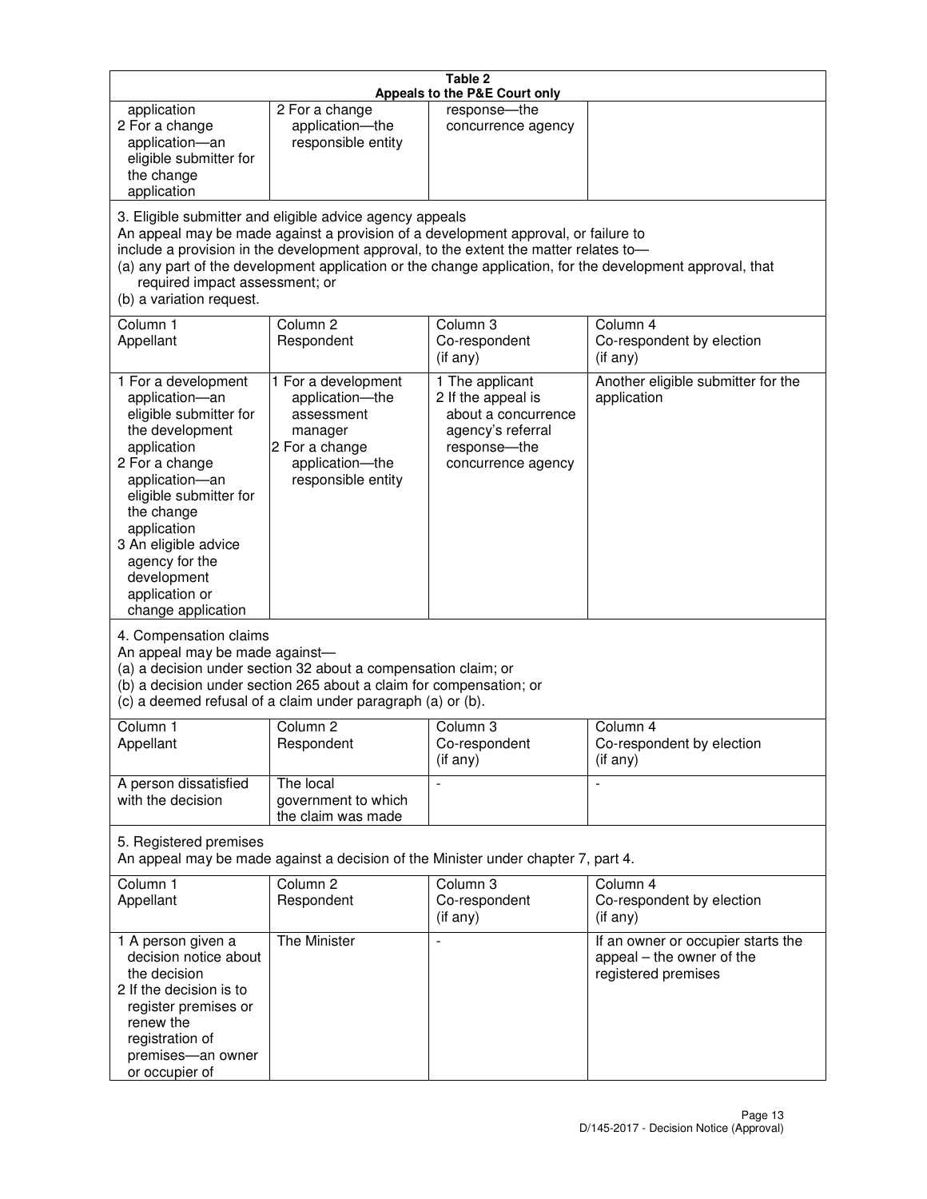**Table 2**
**Appeals to the P&E Court only**

| | | | |
|---|---|---|---|
| application<br>2 For a change application—an eligible submitter for the change application | 2 For a change application—the responsible entity | response—the concurrence agency | |

3. Eligible submitter and eligible advice agency appeals
An appeal may be made against a provision of a development approval, or failure to include a provision in the development approval, to the extent the matter relates to—
(a) any part of the development application or the change application, for the development approval, that required impact assessment; or
(b) a variation request.

| Column 1<br>Appellant | Column 2<br>Respondent | Column 3<br>Co-respondent<br>(if any) | Column 4<br>Co-respondent by election<br>(if any) |
|---|---|---|---|
| 1 For a development application—an eligible submitter for the development application<br>2 For a change application—an eligible submitter for the change application<br>3 An eligible advice agency for the development application or change application | 1 For a development application—the assessment manager<br>2 For a change application—the responsible entity | 1 The applicant<br>2 If the appeal is about a concurrence agency's referral response—the concurrence agency | Another eligible submitter for the application |

4. Compensation claims
An appeal may be made against—
(a) a decision under section 32 about a compensation claim; or
(b) a decision under section 265 about a claim for compensation; or
(c) a deemed refusal of a claim under paragraph (a) or (b).

| Column 1<br>Appellant | Column 2<br>Respondent | Column 3<br>Co-respondent<br>(if any) | Column 4<br>Co-respondent by election<br>(if any) |
|---|---|---|---|
| A person dissatisfied with the decision | The local government to which the claim was made | - | - |

5. Registered premises
An appeal may be made against a decision of the Minister under chapter 7, part 4.

| Column 1<br>Appellant | Column 2<br>Respondent | Column 3<br>Co-respondent<br>(if any) | Column 4<br>Co-respondent by election<br>(if any) |
|---|---|---|---|
| 1 A person given a decision notice about the decision<br>2 If the decision is to register premises or renew the registration of premises—an owner or occupier of | The Minister | - | If an owner or occupier starts the appeal – the owner of the registered premises |

D/145-2017 - Decision Notice (Approval)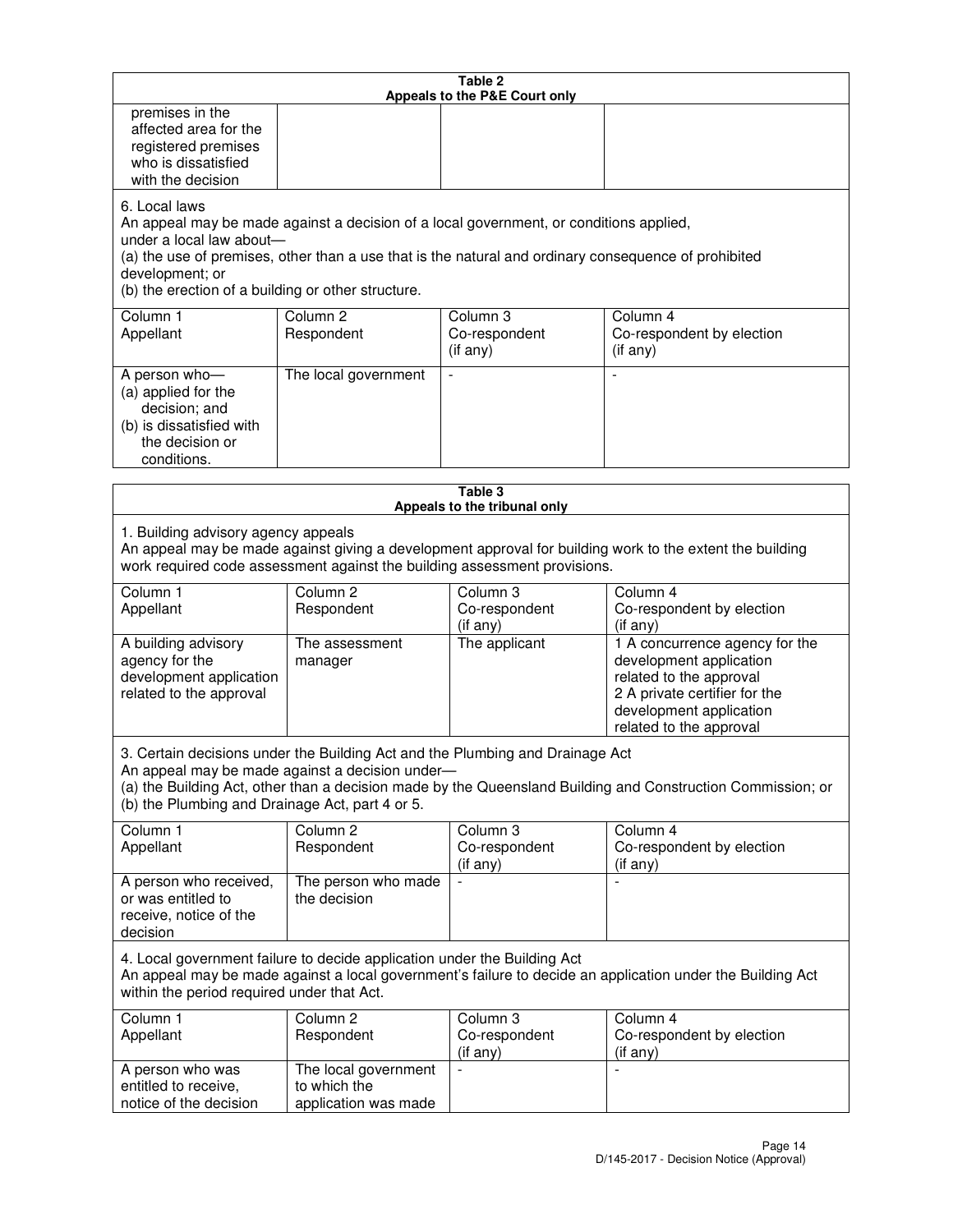**Table 2**
**Appeals to the P&E Court only**

| | | | |
|---|---|---|---|
| premises in the affected area for the registered premises who is dissatisfied with the decision | | | |

6. Local laws
An appeal may be made against a decision of a local government, or conditions applied, under a local law about—
(a) the use of premises, other than a use that is the natural and ordinary consequence of prohibited development; or
(b) the erection of a building or other structure.

| Column 1 Appellant | Column 2 Respondent | Column 3 Co-respondent (if any) | Column 4 Co-respondent by election (if any) |
|---|---|---|---|
| A person who— (a) applied for the decision; and (b) is dissatisfied with the decision or conditions. | The local government | - | - |

**Table 3**
**Appeals to the tribunal only**

1. Building advisory agency appeals
An appeal may be made against giving a development approval for building work to the extent the building work required code assessment against the building assessment provisions.

| Column 1 Appellant | Column 2 Respondent | Column 3 Co-respondent (if any) | Column 4 Co-respondent by election (if any) |
|---|---|---|---|
| A building advisory agency for the development application related to the approval | The assessment manager | The applicant | 1 A concurrence agency for the development application related to the approval 2 A private certifier for the development application related to the approval |

3. Certain decisions under the Building Act and the Plumbing and Drainage Act
An appeal may be made against a decision under—
(a) the Building Act, other than a decision made by the Queensland Building and Construction Commission; or
(b) the Plumbing and Drainage Act, part 4 or 5.

| Column 1 Appellant | Column 2 Respondent | Column 3 Co-respondent (if any) | Column 4 Co-respondent by election (if any) |
|---|---|---|---|
| A person who received, or was entitled to receive, notice of the decision | The person who made the decision | - | - |

4. Local government failure to decide application under the Building Act
An appeal may be made against a local government's failure to decide an application under the Building Act within the period required under that Act.

| Column 1 Appellant | Column 2 Respondent | Column 3 Co-respondent (if any) | Column 4 Co-respondent by election (if any) |
|---|---|---|---|
| A person who was entitled to receive, notice of the decision | The local government to which the application was made | - | - |

D/145-2017 - Decision Notice (Approval)